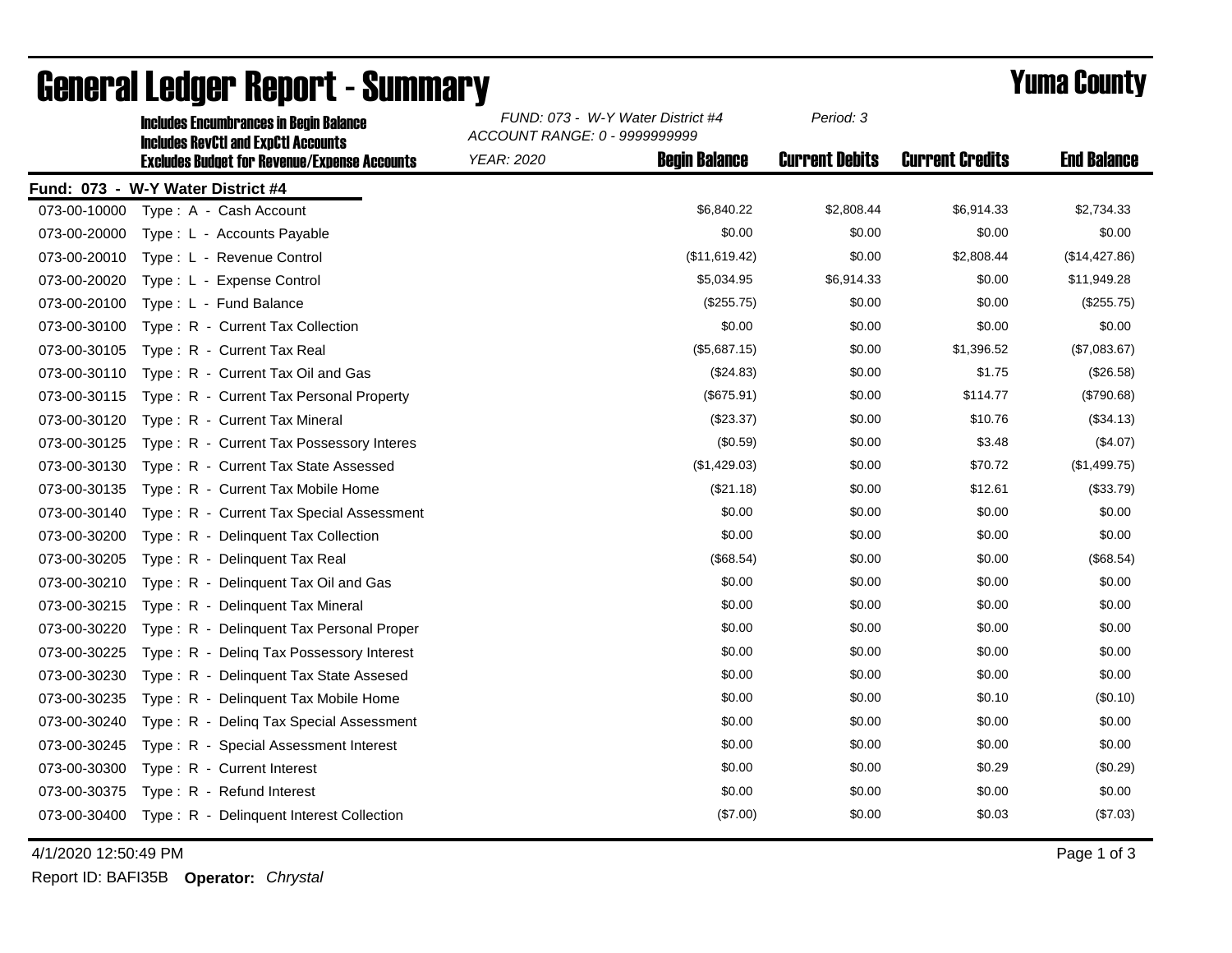# General Ledger Report - Summary

## Yuma County

**Includes Encumbrances in Begin Balance**
**Includes RevCtl and ExpCtl Accounts**
**Excludes Budget for Revenue/Expense Accounts**

*FUND: 073 - W-Y Water District #4*
*ACCOUNT RANGE: 0 - 9999999999*
*YEAR: 2020*
*Period: 3*

**Fund: 073 - W-Y Water District #4**

| Account | Description | Begin Balance | Current Debits | Current Credits | End Balance |
|---|---|---|---|---|---|
| 073-00-10000 | Type : A - Cash Account | $6,840.22 | $2,808.44 | $6,914.33 | $2,734.33 |
| 073-00-20000 | Type : L - Accounts Payable | $0.00 | $0.00 | $0.00 | $0.00 |
| 073-00-20010 | Type : L - Revenue Control | ($11,619.42) | $0.00 | $2,808.44 | ($14,427.86) |
| 073-00-20020 | Type : L - Expense Control | $5,034.95 | $6,914.33 | $0.00 | $11,949.28 |
| 073-00-20100 | Type : L - Fund Balance | ($255.75) | $0.00 | $0.00 | ($255.75) |
| 073-00-30100 | Type : R - Current Tax Collection | $0.00 | $0.00 | $0.00 | $0.00 |
| 073-00-30105 | Type : R - Current Tax Real | ($5,687.15) | $0.00 | $1,396.52 | ($7,083.67) |
| 073-00-30110 | Type : R - Current Tax Oil and Gas | ($24.83) | $0.00 | $1.75 | ($26.58) |
| 073-00-30115 | Type : R - Current Tax Personal Property | ($675.91) | $0.00 | $114.77 | ($790.68) |
| 073-00-30120 | Type : R - Current Tax Mineral | ($23.37) | $0.00 | $10.76 | ($34.13) |
| 073-00-30125 | Type : R - Current Tax Possessory Interes | ($0.59) | $0.00 | $3.48 | ($4.07) |
| 073-00-30130 | Type : R - Current Tax State Assessed | ($1,429.03) | $0.00 | $70.72 | ($1,499.75) |
| 073-00-30135 | Type : R - Current Tax Mobile Home | ($21.18) | $0.00 | $12.61 | ($33.79) |
| 073-00-30140 | Type : R - Current Tax Special Assessment | $0.00 | $0.00 | $0.00 | $0.00 |
| 073-00-30200 | Type : R - Delinquent Tax Collection | $0.00 | $0.00 | $0.00 | $0.00 |
| 073-00-30205 | Type : R - Delinquent Tax Real | ($68.54) | $0.00 | $0.00 | ($68.54) |
| 073-00-30210 | Type : R - Delinquent Tax Oil and Gas | $0.00 | $0.00 | $0.00 | $0.00 |
| 073-00-30215 | Type : R - Delinquent Tax Mineral | $0.00 | $0.00 | $0.00 | $0.00 |
| 073-00-30220 | Type : R - Delinquent Tax Personal Proper | $0.00 | $0.00 | $0.00 | $0.00 |
| 073-00-30225 | Type : R - Delinq Tax Possessory Interest | $0.00 | $0.00 | $0.00 | $0.00 |
| 073-00-30230 | Type : R - Delinquent Tax State Assesed | $0.00 | $0.00 | $0.00 | $0.00 |
| 073-00-30235 | Type : R - Delinquent Tax Mobile Home | $0.00 | $0.00 | $0.10 | ($0.10) |
| 073-00-30240 | Type : R - Delinq Tax Special Assessment | $0.00 | $0.00 | $0.00 | $0.00 |
| 073-00-30245 | Type : R - Special Assessment Interest | $0.00 | $0.00 | $0.00 | $0.00 |
| 073-00-30300 | Type : R - Current Interest | $0.00 | $0.00 | $0.29 | ($0.29) |
| 073-00-30375 | Type : R - Refund Interest | $0.00 | $0.00 | $0.00 | $0.00 |
| 073-00-30400 | Type : R - Delinquent Interest Collection | ($7.00) | $0.00 | $0.03 | ($7.03) |

4/1/2020 12:50:49 PM

Report ID: BAFI35B **Operator:** *Chrystal*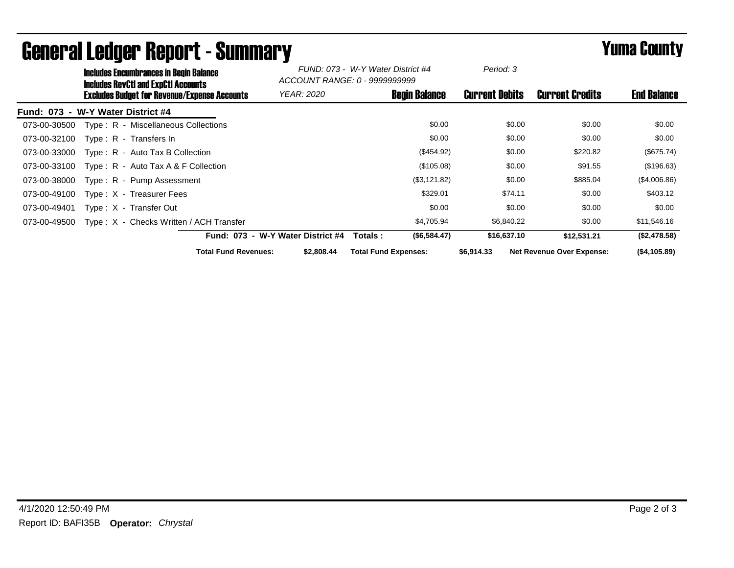# General Ledger Report - Summary

## Yuma County

**Includes Encumbrances in Begin Balance**
**Includes RevCtl and ExpCtl Accounts**
**Excludes Budget for Revenue/Expense Accounts**

*FUND: 073 - W-Y Water District #4*
*ACCOUNT RANGE: 0 - 9999999999*
*YEAR: 2020*
*Period: 3*

**Fund: 073 - W-Y Water District #4**

| Account | Description | Begin Balance | Current Debits | Current Credits | End Balance |
|---|---|---|---|---|---|
| 073-00-30500 | Type : R - Miscellaneous Collections | $0.00 | $0.00 | $0.00 | $0.00 |
| 073-00-32100 | Type : R - Transfers In | $0.00 | $0.00 | $0.00 | $0.00 |
| 073-00-33000 | Type : R - Auto Tax B Collection | ($454.92) | $0.00 | $220.82 | ($675.74) |
| 073-00-33100 | Type : R - Auto Tax A & F Collection | ($105.08) | $0.00 | $91.55 | ($196.63) |
| 073-00-38000 | Type : R - Pump Assessment | ($3,121.82) | $0.00 | $885.04 | ($4,006.86) |
| 073-00-49100 | Type : X - Treasurer Fees | $329.01 | $74.11 | $0.00 | $403.12 |
| 073-00-49401 | Type : X - Transfer Out | $0.00 | $0.00 | $0.00 | $0.00 |
| 073-00-49500 | Type : X - Checks Written / ACH Transfer | $4,705.94 | $6,840.22 | $0.00 | $11,546.16 |
| | **Fund: 073 - W-Y Water District #4 Totals :** | **($6,584.47)** | **$16,637.10** | **$12,531.21** | **($2,478.58)** |

**Total Fund Revenues:** **$2,808.44** **Total Fund Expenses:** **$6,914.33** **Net Revenue Over Expense:** **($4,105.89)**

4/1/2020 12:50:49 PM

Report ID: BAFI35B **Operator:** *Chrystal*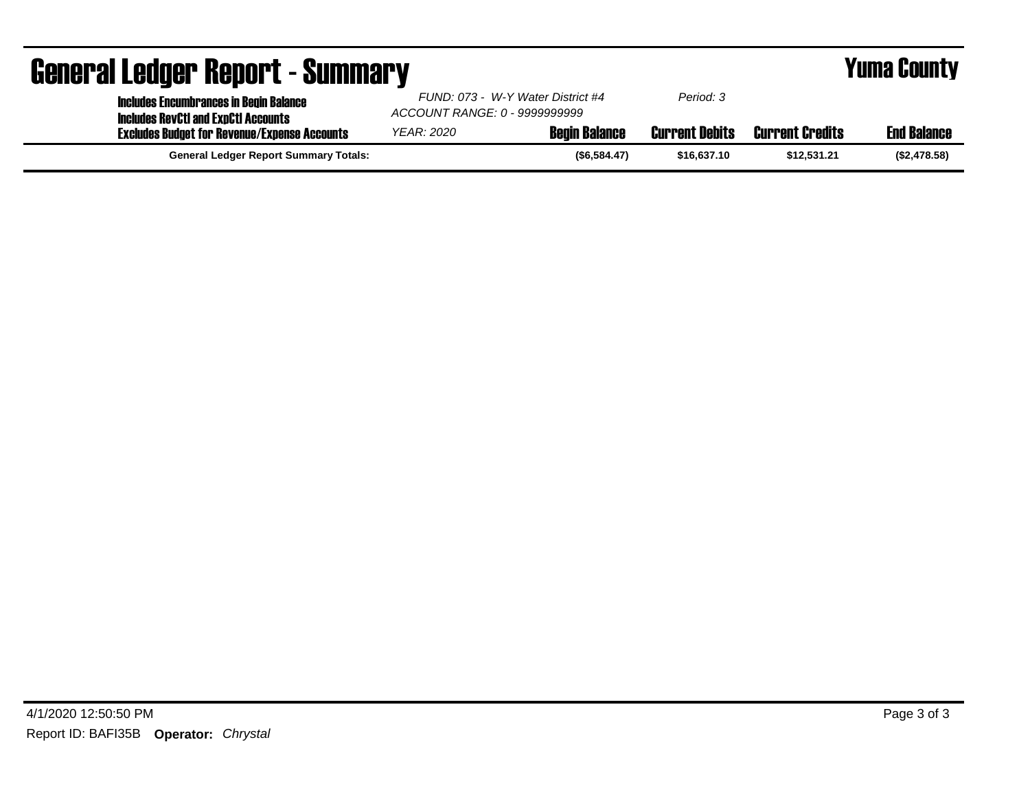# General Ledger Report - Summary

**Yuma County**

**Includes Encumbrances in Begin Balance**
**Includes RevCtl and ExpCtl Accounts**
**Excludes Budget for Revenue/Expense Accounts**

*FUND: 073 - W-Y Water District #4*
*ACCOUNT RANGE: 0 - 9999999999*
*YEAR: 2020*
*Period: 3*

| | Begin Balance | Current Debits | Current Credits | End Balance |
|---|---|---|---|---|
| **General Ledger Report Summary Totals:** | **($6,584.47)** | **$16,637.10** | **$12,531.21** | **($2,478.58)** |

4/1/2020 12:50:50 PM

Report ID: BAFI35B **Operator:** *Chrystal*